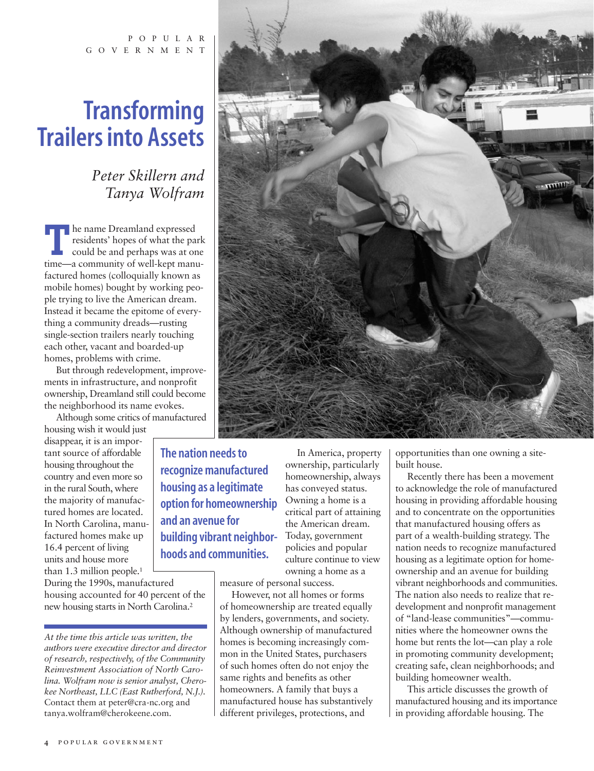# Transforming Trailers into Assets

*Peter Skillern and Tanya Wolfram*

The name Dreamland expressed residents' hopes of what the park could be and perhaps was at one time—a community of well-kept manufactured homes (colloquially known as mobile homes) bought by working people trying to live the American dream. Instead it became the epitome of everything a community dreads—rusting single-section trailers nearly touching each other, vacant and boarded-up homes, problems with crime.

But through redevelopment, improvements in infrastructure, and nonprofit ownership, Dreamland still could become the neighborhood its name evokes.

Although some critics of manufactured housing wish it would just disappear, it is an important source of affordable housing throughout the country and even more so in the rural South, where the majority of manufactured homes are located. In North Carolina, manufactured homes make up 16.4 percent of living units and house more than 1.3 million people.[1] During the 1990s, manufactured housing accounted for 40 percent of the new housing starts in North Carolina.[2]

**The nation needs to recognize manufactured housing as a legitimate option for homeownership and an avenue for building vibrant neighborhoods and communities.**

In America, property ownership, particularly homeownership, always has conveyed status. Owning a home is a critical part of attaining the American dream. Today, government policies and popular culture continue to view owning a home as a measure of personal success.

However, not all homes or forms of homeownership are treated equally by lenders, governments, and society. Although ownership of manufactured homes is becoming increasingly common in the United States, purchasers of such homes often do not enjoy the same rights and benefits as other homeowners. A family that buys a manufactured house has substantively different privileges, protections, and opportunities than one owning a site-built house.

Recently there has been a movement to acknowledge the role of manufactured housing in providing affordable housing and to concentrate on the opportunities that manufactured housing offers as part of a wealth-building strategy. The nation needs to recognize manufactured housing as a legitimate option for homeownership and an avenue for building vibrant neighborhoods and communities. The nation also needs to realize that redevelopment and nonprofit management of "land-lease communities"—communities where the homeowner owns the home but rents the lot—can play a role in promoting community development; creating safe, clean neighborhoods; and building homeowner wealth.

This article discusses the growth of manufactured housing and its importance in providing affordable housing. The

---

*At the time this article was written, the authors were executive director and director of research, respectively, of the Community Reinvestment Association of North Carolina. Wolfram now is senior analyst, Cherokee Northeast, LLC (East Rutherford, N.J.).* Contact them at peter@cra-nc.org and tanya.wolfram@cherokeene.com.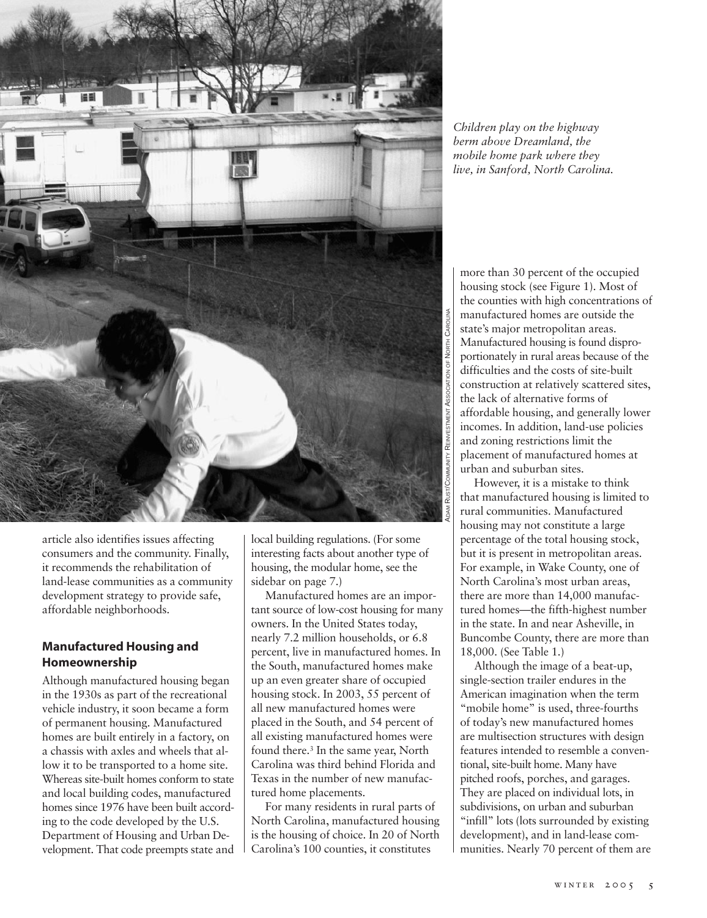*Children play on the highway berm above Dreamland, the mobile home park where they live, in Sanford, North Carolina.*

Adam Rust/Community Reinvestment Association of North Carolina

article also identifies issues affecting consumers and the community. Finally, it recommends the rehabilitation of land-lease communities as a community development strategy to provide safe, affordable neighborhoods.

## Manufactured Housing and Homeownership

Although manufactured housing began in the 1930s as part of the recreational vehicle industry, it soon became a form of permanent housing. Manufactured homes are built entirely in a factory, on a chassis with axles and wheels that allow it to be transported to a home site. Whereas site-built homes conform to state and local building codes, manufactured homes since 1976 have been built according to the code developed by the U.S. Department of Housing and Urban Development. That code preempts state and local building regulations. (For some interesting facts about another type of housing, the modular home, see the sidebar on page 7.)

Manufactured homes are an important source of low-cost housing for many owners. In the United States today, nearly 7.2 million households, or 6.8 percent, live in manufactured homes. In the South, manufactured homes make up an even greater share of occupied housing stock. In 2003, 55 percent of all new manufactured homes were placed in the South, and 54 percent of all existing manufactured homes were found there.[3] In the same year, North Carolina was third behind Florida and Texas in the number of new manufactured home placements.

For many residents in rural parts of North Carolina, manufactured housing is the housing of choice. In 20 of North Carolina's 100 counties, it constitutes more than 30 percent of the occupied housing stock (see Figure 1). Most of the counties with high concentrations of manufactured homes are outside the state's major metropolitan areas. Manufactured housing is found disproportionately in rural areas because of the difficulties and the costs of site-built construction at relatively scattered sites, the lack of alternative forms of affordable housing, and generally lower incomes. In addition, land-use policies and zoning restrictions limit the placement of manufactured homes at urban and suburban sites.

However, it is a mistake to think that manufactured housing is limited to rural communities. Manufactured housing may not constitute a large percentage of the total housing stock, but it is present in metropolitan areas. For example, in Wake County, one of North Carolina's most urban areas, there are more than 14,000 manufactured homes—the fifth-highest number in the state. In and near Asheville, in Buncombe County, there are more than 18,000. (See Table 1.)

Although the image of a beat-up, single-section trailer endures in the American imagination when the term "mobile home" is used, three-fourths of today's new manufactured homes are multisection structures with design features intended to resemble a conventional, site-built home. Many have pitched roofs, porches, and garages. They are placed on individual lots, in subdivisions, on urban and suburban "infill" lots (lots surrounded by existing development), and in land-lease communities. Nearly 70 percent of them are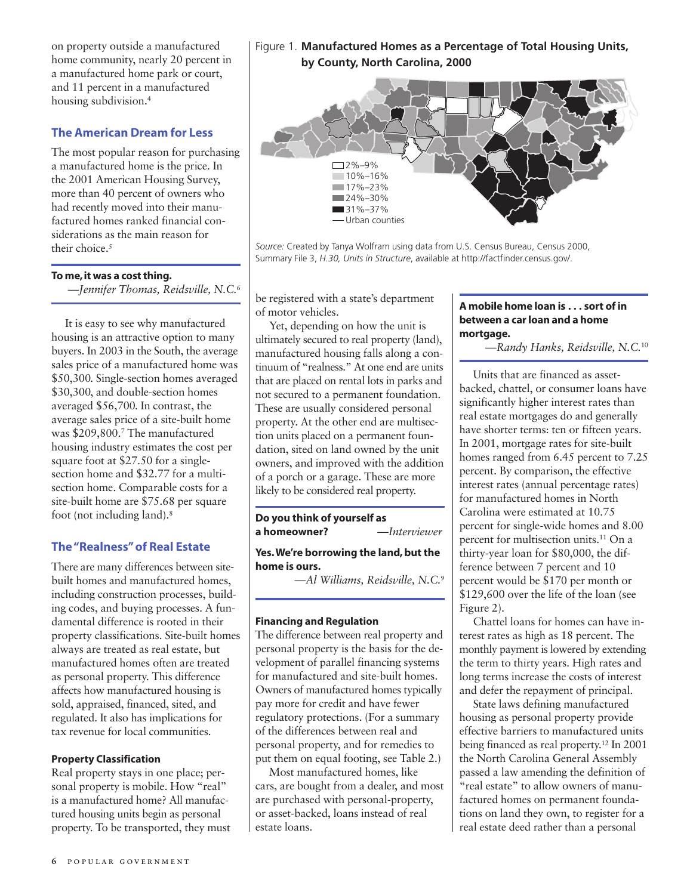on property outside a manufactured home community, nearly 20 percent in a manufactured home park or court, and 11 percent in a manufactured housing subdivision.[4]

## The American Dream for Less

The most popular reason for purchasing a manufactured home is the price. In the 2001 American Housing Survey, more than 40 percent of owners who had recently moved into their manufactured homes ranked financial considerations as the main reason for their choice.[5]

> **To me, it was a cost thing.**
> —*Jennifer Thomas, Reidsville, N.C.*[6]

It is easy to see why manufactured housing is an attractive option to many buyers. In 2003 in the South, the average sales price of a manufactured home was $50,300. Single-section homes averaged $30,300, and double-section homes averaged $56,700. In contrast, the average sales price of a site-built home was $209,800.[7] The manufactured housing industry estimates the cost per square foot at $27.50 for a single-section home and $32.77 for a multi-section home. Comparable costs for a site-built home are $75.68 per square foot (not including land).[8]

## The "Realness" of Real Estate

There are many differences between site-built homes and manufactured homes, including construction processes, building codes, and buying processes. A fundamental difference is rooted in their property classifications. Site-built homes always are treated as real estate, but manufactured homes often are treated as personal property. This difference affects how manufactured housing is sold, appraised, financed, sited, and regulated. It also has implications for tax revenue for local communities.

### Property Classification

Real property stays in one place; personal property is mobile. How "real" is a manufactured home? All manufactured housing units begin as personal property. To be transported, they must be registered with a state's department of motor vehicles.

Yet, depending on how the unit is ultimately secured to real property (land), manufactured housing falls along a continuum of "realness." At one end are units that are placed on rental lots in parks and not secured to a permanent foundation. These are usually considered personal property. At the other end are multisection units placed on a permanent foundation, sited on land owned by the unit owners, and improved with the addition of a porch or a garage. These are more likely to be considered real property.

> **Do you think of yourself as a homeowner?** —*Interviewer*
>
> **Yes. We're borrowing the land, but the home is ours.**
> —*Al Williams, Reidsville, N.C.*[9]

### Financing and Regulation

The difference between real property and personal property is the basis for the development of parallel financing systems for manufactured and site-built homes. Owners of manufactured homes typically pay more for credit and have fewer regulatory protections. (For a summary of the differences between real and personal property, and for remedies to put them on equal footing, see Table 2.)

Most manufactured homes, like cars, are bought from a dealer, and most are purchased with personal-property, or asset-backed, loans instead of real estate loans.

> **A mobile home loan is . . . sort of in between a car loan and a home mortgage.**
> —*Randy Hanks, Reidsville, N.C.*[10]

Units that are financed as asset-backed, chattel, or consumer loans have significantly higher interest rates than real estate mortgages do and generally have shorter terms: ten or fifteen years. In 2001, mortgage rates for site-built homes ranged from 6.45 percent to 7.25 percent. By comparison, the effective interest rates (annual percentage rates) for manufactured homes in North Carolina were estimated at 10.75 percent for single-wide homes and 8.00 percent for multisection units.[11] On a thirty-year loan for $80,000, the difference between 7 percent and 10 percent would be $170 per month or $129,600 over the life of the loan (see Figure 2).

Chattel loans for homes can have interest rates as high as 18 percent. The monthly payment is lowered by extending the term to thirty years. High rates and long terms increase the costs of interest and defer the repayment of principal.

State laws defining manufactured housing as personal property provide effective barriers to manufactured units being financed as real property.[12] In 2001 the North Carolina General Assembly passed a law amending the definition of "real estate" to allow owners of manufactured homes on permanent foundations on land they own, to register for a real estate deed rather than a personal

Figure 1. **Manufactured Homes as a Percentage of Total Housing Units, by County, North Carolina, 2000**

Legend: 2%–9%; 10%–16%; 17%–23%; 24%–30%; 31%–37%; Urban counties

*Source:* Created by Tanya Wolfram using data from U.S. Census Bureau, Census 2000, Summary File 3, *H.30, Units in Structure*, available at http://factfinder.census.gov/.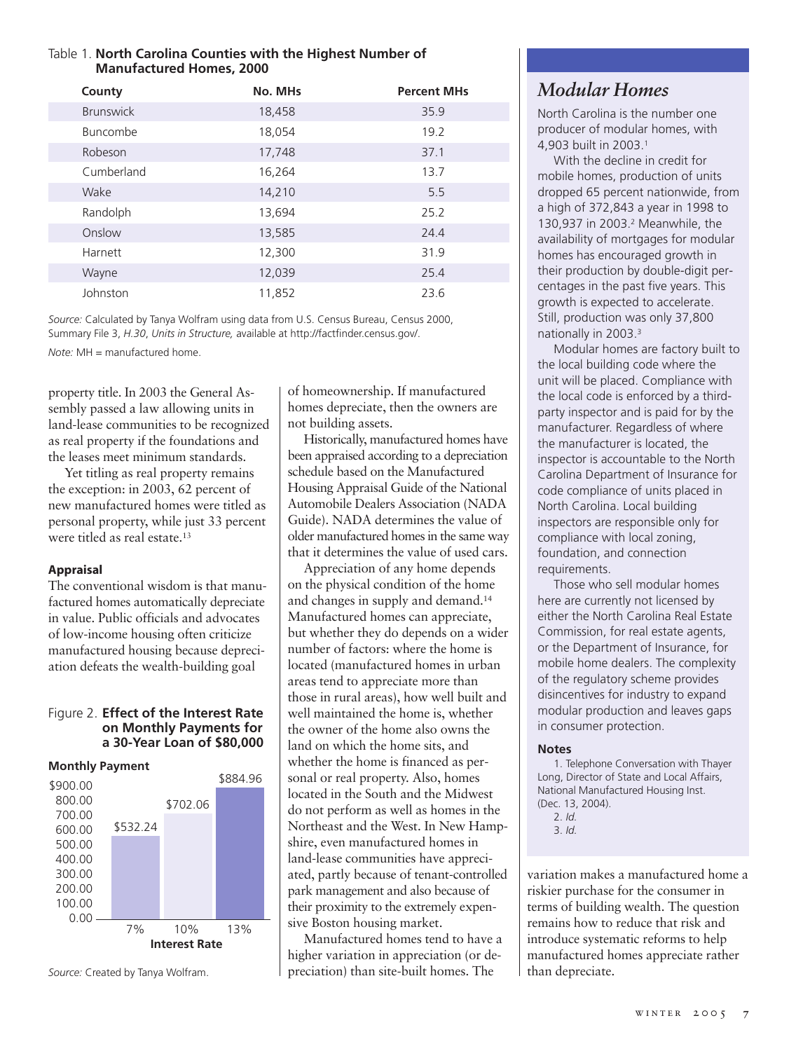Table 1. **North Carolina Counties with the Highest Number of Manufactured Homes, 2000**

| County | No. MHs | Percent MHs |
|---|---|---|
| Brunswick | 18,458 | 35.9 |
| Buncombe | 18,054 | 19.2 |
| Robeson | 17,748 | 37.1 |
| Cumberland | 16,264 | 13.7 |
| Wake | 14,210 | 5.5 |
| Randolph | 13,694 | 25.2 |
| Onslow | 13,585 | 24.4 |
| Harnett | 12,300 | 31.9 |
| Wayne | 12,039 | 25.4 |
| Johnston | 11,852 | 23.6 |

*Source:* Calculated by Tanya Wolfram using data from U.S. Census Bureau, Census 2000, Summary File 3, *H.30*, *Units in Structure,* available at http://factfinder.census.gov/.

*Note:* MH = manufactured home.

property title. In 2003 the General Assembly passed a law allowing units in land-lease communities to be recognized as real property if the foundations and the leases meet minimum standards.

Yet titling as real property remains the exception: in 2003, 62 percent of new manufactured homes were titled as personal property, while just 33 percent were titled as real estate.[13]

**Appraisal**

The conventional wisdom is that manufactured homes automatically depreciate in value. Public officials and advocates of low-income housing often criticize manufactured housing because depreciation defeats the wealth-building goal of homeownership. If manufactured homes depreciate, then the owners are not building assets.

Historically, manufactured homes have been appraised according to a depreciation schedule based on the Manufactured Housing Appraisal Guide of the National Automobile Dealers Association (NADA Guide). NADA determines the value of older manufactured homes in the same way that it determines the value of used cars.

Appreciation of any home depends on the physical condition of the home and changes in supply and demand.[14] Manufactured homes can appreciate, but whether they do depends on a wider number of factors: where the home is located (manufactured homes in urban areas tend to appreciate more than those in rural areas), how well built and well maintained the home is, whether the owner of the home also owns the land on which the home sits, and whether the home is financed as personal or real property. Also, homes located in the South and the Midwest do not perform as well as homes in the Northeast and the West. In New Hampshire, even manufactured homes in land-lease communities have appreciated, partly because of tenant-controlled park management and also because of their proximity to the extremely expensive Boston housing market.

Manufactured homes tend to have a higher variation in appreciation (or depreciation) than site-built homes. The variation makes a manufactured home a riskier purchase for the consumer in terms of building wealth. The question remains how to reduce that risk and introduce systematic reforms to help manufactured homes appreciate rather than depreciate.

Figure 2. **Effect of the Interest Rate on Monthly Payments for a 30-Year Loan of $80,000**

| Interest Rate | Monthly Payment |
|---|---|
| 7% | $532.24 |
| 10% | $702.06 |
| 13% | $884.96 |

*Source:* Created by Tanya Wolfram.

## *Modular Homes*

North Carolina is the number one producer of modular homes, with 4,903 built in 2003.[1]

With the decline in credit for mobile homes, production of units dropped 65 percent nationwide, from a high of 372,843 a year in 1998 to 130,937 in 2003.[2] Meanwhile, the availability of mortgages for modular homes has encouraged growth in their production by double-digit percentages in the past five years. This growth is expected to accelerate. Still, production was only 37,800 nationally in 2003.[3]

Modular homes are factory built to the local building code where the unit will be placed. Compliance with the local code is enforced by a third-party inspector and is paid for by the manufacturer. Regardless of where the manufacturer is located, the inspector is accountable to the North Carolina Department of Insurance for code compliance of units placed in North Carolina. Local building inspectors are responsible only for compliance with local zoning, foundation, and connection requirements.

Those who sell modular homes here are currently not licensed by either the North Carolina Real Estate Commission, for real estate agents, or the Department of Insurance, for mobile home dealers. The complexity of the regulatory scheme provides disincentives for industry to expand modular production and leaves gaps in consumer protection.

**Notes**

1. Telephone Conversation with Thayer Long, Director of State and Local Affairs, National Manufactured Housing Inst. (Dec. 13, 2004).
2. *Id.*
3. *Id.*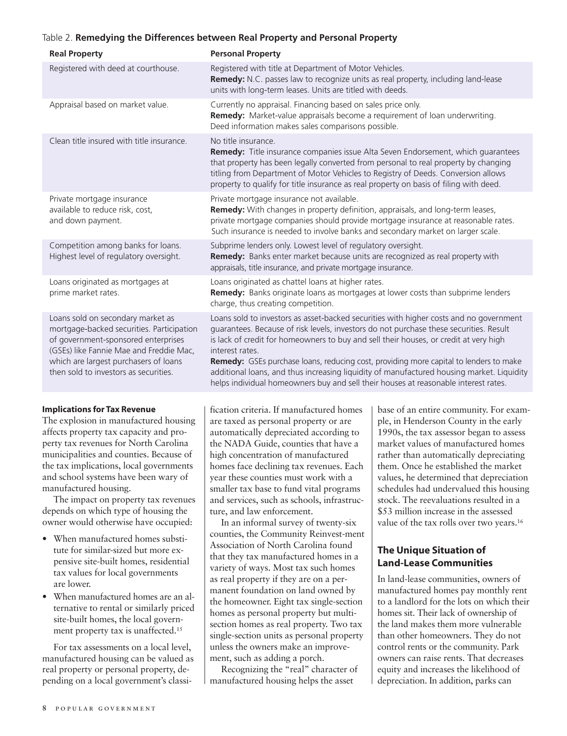Table 2. **Remedying the Differences between Real Property and Personal Property**

| Real Property | Personal Property |
|---|---|
| Registered with deed at courthouse. | Registered with title at Department of Motor Vehicles. **Remedy:** N.C. passes law to recognize units as real property, including land-lease units with long-term leases. Units are titled with deeds. |
| Appraisal based on market value. | Currently no appraisal. Financing based on sales price only. **Remedy:** Market-value appraisals become a requirement of loan underwriting. Deed information makes sales comparisons possible. |
| Clean title insured with title insurance. | No title insurance. **Remedy:** Title insurance companies issue Alta Seven Endorsement, which guarantees that property has been legally converted from personal to real property by changing titling from Department of Motor Vehicles to Registry of Deeds. Conversion allows property to qualify for title insurance as real property on basis of filing with deed. |
| Private mortgage insurance available to reduce risk, cost, and down payment. | Private mortgage insurance not available. **Remedy:** With changes in property definition, appraisals, and long-term leases, private mortgage companies should provide mortgage insurance at reasonable rates. Such insurance is needed to involve banks and secondary market on larger scale. |
| Competition among banks for loans. Highest level of regulatory oversight. | Subprime lenders only. Lowest level of regulatory oversight. **Remedy:** Banks enter market because units are recognized as real property with appraisals, title insurance, and private mortgage insurance. |
| Loans originated as mortgages at prime market rates. | Loans originated as chattel loans at higher rates. **Remedy:** Banks originate loans as mortgages at lower costs than subprime lenders charge, thus creating competition. |
| Loans sold on secondary market as mortgage-backed securities. Participation of government-sponsored enterprises (GSEs) like Fannie Mae and Freddie Mac, which are largest purchasers of loans then sold to investors as securities. | Loans sold to investors as asset-backed securities with higher costs and no government guarantees. Because of risk levels, investors do not purchase these securities. Result is lack of credit for homeowners to buy and sell their houses, or credit at very high interest rates. **Remedy:** GSEs purchase loans, reducing cost, providing more capital to lenders to make additional loans, and thus increasing liquidity of manufactured housing market. Liquidity helps individual homeowners buy and sell their houses at reasonable interest rates. |

#### Implications for Tax Revenue

The explosion in manufactured housing affects property tax capacity and property tax revenues for North Carolina municipalities and counties. Because of the tax implications, local governments and school systems have been wary of manufactured housing.

The impact on property tax revenues depends on which type of housing the owner would otherwise have occupied:

- When manufactured homes substitute for similar-sized but more expensive site-built homes, residential tax values for local governments are lower.
- When manufactured homes are an alternative to rental or similarly priced site-built homes, the local government property tax is unaffected.[15]

For tax assessments on a local level, manufactured housing can be valued as real property or personal property, depending on a local government's classification criteria. If manufactured homes are taxed as personal property or are automatically depreciated according to the NADA Guide, counties that have a high concentration of manufactured homes face declining tax revenues. Each year these counties must work with a smaller tax base to fund vital programs and services, such as schools, infrastructure, and law enforcement.

In an informal survey of twenty-six counties, the Community Reinvest-ment Association of North Carolina found that they tax manufactured homes in a variety of ways. Most tax such homes as real property if they are on a permanent foundation on land owned by the homeowner. Eight tax single-section homes as personal property but multi-section homes as real property. Two tax single-section units as personal property unless the owners make an improvement, such as adding a porch.

Recognizing the "real" character of manufactured housing helps the asset base of an entire community. For example, in Henderson County in the early 1990s, the tax assessor began to assess market values of manufactured homes rather than automatically depreciating them. Once he established the market values, he determined that depreciation schedules had undervalued this housing stock. The reevaluations resulted in a $53 million increase in the assessed value of the tax rolls over two years.[16]

### The Unique Situation of Land-Lease Communities

In land-lease communities, owners of manufactured homes pay monthly rent to a landlord for the lots on which their homes sit. Their lack of ownership of the land makes them more vulnerable than other homeowners. They do not control rents or the community. Park owners can raise rents. That decreases equity and increases the likelihood of depreciation. In addition, parks can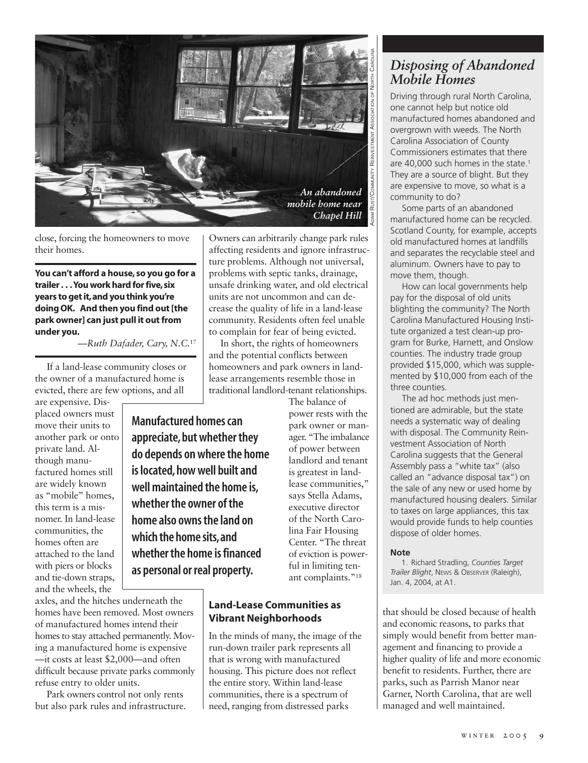*An abandoned mobile home near Chapel Hill*

Adam Rust/Community Reinvestment Association of North Carolina

close, forcing the homeowners to move their homes.

**You can't afford a house, so you go for a trailer . . . You work hard for five, six years to get it, and you think you're doing OK. And then you find out [the park owner] can just pull it out from under you.**

*—Ruth Dafader, Cary, N.C.*[17]

If a land-lease community closes or the owner of a manufactured home is evicted, there are few options, and all are expensive. Displaced owners must move their units to another park or onto private land. Although manufactured homes still are widely known as "mobile" homes, this term is a misnomer. In land-lease communities, the homes often are attached to the land with piers or blocks and tie-down straps, and the wheels, the axles, and the hitches underneath the homes have been removed. Most owners of manufactured homes intend their homes to stay attached permanently. Moving a manufactured home is expensive —it costs at least $2,000—and often difficult because private parks commonly refuse entry to older units.

Park owners control not only rents but also park rules and infrastructure. Owners can arbitrarily change park rules affecting residents and ignore infrastructure problems. Although not universal, problems with septic tanks, drainage, unsafe drinking water, and old electrical units are not uncommon and can decrease the quality of life in a land-lease community. Residents often feel unable to complain for fear of being evicted.

In short, the rights of homeowners and the potential conflicts between homeowners and park owners in land-lease arrangements resemble those in traditional landlord-tenant relationships. The balance of power rests with the park owner or manager. "The imbalance of power between landlord and tenant is greatest in land-lease communities," says Stella Adams, executive director of the North Carolina Fair Housing Center. "The threat of eviction is powerful in limiting tenant complaints."[18]

**Manufactured homes can appreciate, but whether they do depends on where the home is located, how well built and well maintained the home is, whether the owner of the home also owns the land on which the home sits, and whether the home is financed as personal or real property.**

### Land-Lease Communities as Vibrant Neighborhoods

In the minds of many, the image of the run-down trailer park represents all that is wrong with manufactured housing. This picture does not reflect the entire story. Within land-lease communities, there is a spectrum of need, ranging from distressed parks that should be closed because of health and economic reasons, to parks that simply would benefit from better management and financing to provide a higher quality of life and more economic benefit to residents. Further, there are parks, such as Parrish Manor near Garner, North Carolina, that are well managed and well maintained.

## *Disposing of Abandoned Mobile Homes*

Driving through rural North Carolina, one cannot help but notice old manufactured homes abandoned and overgrown with weeds. The North Carolina Association of County Commissioners estimates that there are 40,000 such homes in the state.[1] They are a source of blight. But they are expensive to move, so what is a community to do?

Some parts of an abandoned manufactured home can be recycled. Scotland County, for example, accepts old manufactured homes at landfills and separates the recyclable steel and aluminum. Owners have to pay to move them, though.

How can local governments help pay for the disposal of old units blighting the community? The North Carolina Manufactured Housing Institute organized a test clean-up program for Burke, Harnett, and Onslow counties. The industry trade group provided $15,000, which was supplemented by $10,000 from each of the three counties.

The ad hoc methods just mentioned are admirable, but the state needs a systematic way of dealing with disposal. The Community Reinvestment Association of North Carolina suggests that the General Assembly pass a "white tax" (also called an "advance disposal tax") on the sale of any new or used home by manufactured housing dealers. Similar to taxes on large appliances, this tax would provide funds to help counties dispose of older homes.

**Note**

1. Richard Stradling, *Counties Target Trailer Blight*, News & Observer (Raleigh), Jan. 4, 2004, at A1.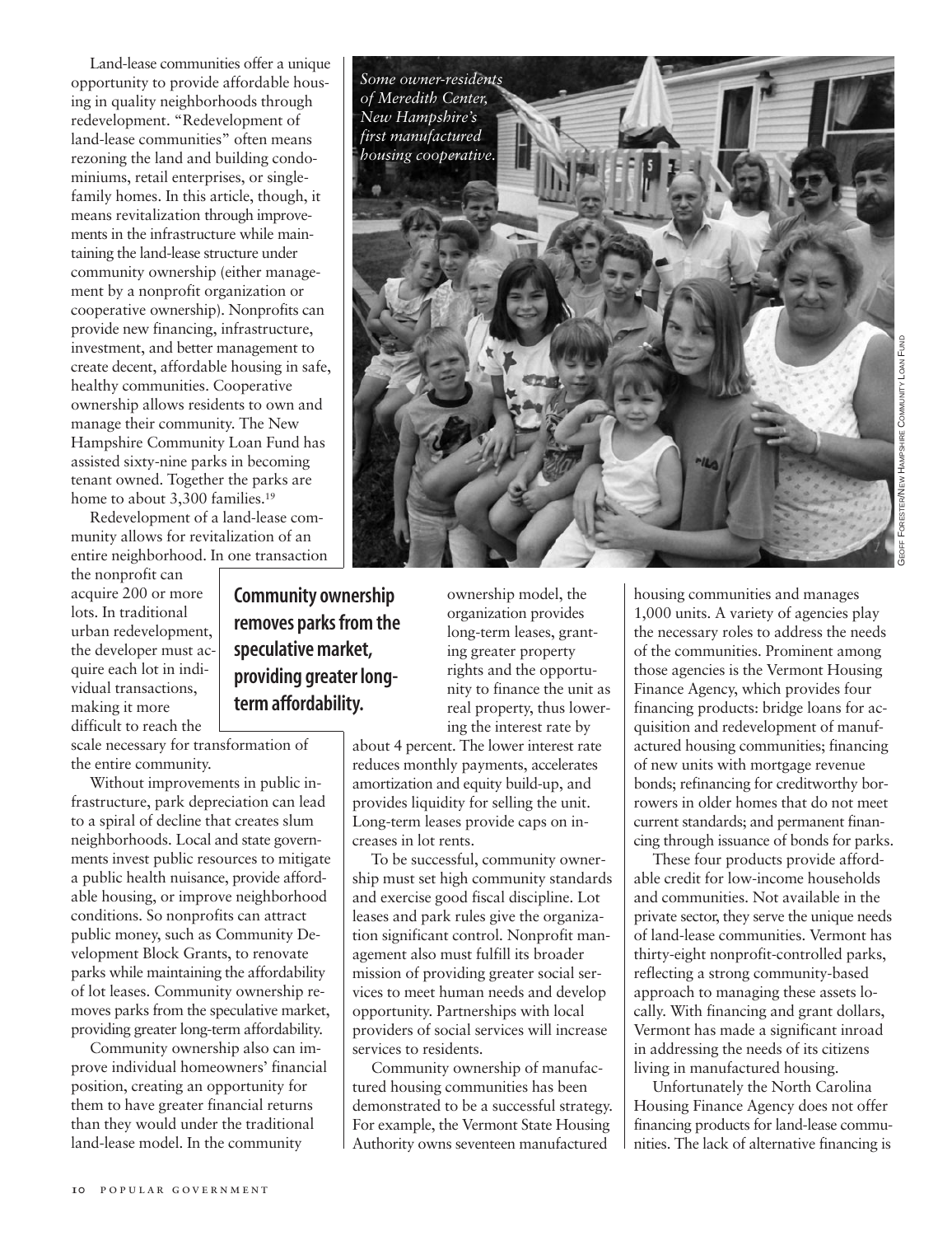Land-lease communities offer a unique opportunity to provide affordable housing in quality neighborhoods through redevelopment. "Redevelopment of land-lease communities" often means rezoning the land and building condominiums, retail enterprises, or single-family homes. In this article, though, it means revitalization through improvements in the infrastructure while maintaining the land-lease structure under community ownership (either management by a nonprofit organization or cooperative ownership). Nonprofits can provide new financing, infrastructure, investment, and better management to create decent, affordable housing in safe, healthy communities. Cooperative ownership allows residents to own and manage their community. The New Hampshire Community Loan Fund has assisted sixty-nine parks in becoming tenant owned. Together the parks are home to about 3,300 families.[19]

*Some owner-residents of Meredith Center, New Hampshire's first manufactured housing cooperative.*

Geoff Forester/New Hampshire Community Loan Fund

Redevelopment of a land-lease community allows for revitalization of an entire neighborhood. In one transaction the nonprofit can acquire 200 or more lots. In traditional urban redevelopment, the developer must acquire each lot in individual transactions, making it more difficult to reach the scale necessary for transformation of the entire community.

**Community ownership removes parks from the speculative market, providing greater long-term affordability.**

Without improvements in public infrastructure, park depreciation can lead to a spiral of decline that creates slum neighborhoods. Local and state governments invest public resources to mitigate a public health nuisance, provide affordable housing, or improve neighborhood conditions. So nonprofits can attract public money, such as Community Development Block Grants, to renovate parks while maintaining the affordability of lot leases. Community ownership removes parks from the speculative market, providing greater long-term affordability.

Community ownership also can improve individual homeowners' financial position, creating an opportunity for them to have greater financial returns than they would under the traditional land-lease model. In the community ownership model, the organization provides long-term leases, granting greater property rights and the opportunity to finance the unit as real property, thus lowering the interest rate by about 4 percent. The lower interest rate reduces monthly payments, accelerates amortization and equity build-up, and provides liquidity for selling the unit. Long-term leases provide caps on increases in lot rents.

To be successful, community ownership must set high community standards and exercise good fiscal discipline. Lot leases and park rules give the organization significant control. Nonprofit management also must fulfill its broader mission of providing greater social services to meet human needs and develop opportunity. Partnerships with local providers of social services will increase services to residents.

Community ownership of manufactured housing communities has been demonstrated to be a successful strategy. For example, the Vermont State Housing Authority owns seventeen manufactured housing communities and manages 1,000 units. A variety of agencies play the necessary roles to address the needs of the communities. Prominent among those agencies is the Vermont Housing Finance Agency, which provides four financing products: bridge loans for acquisition and redevelopment of manufactured housing communities; financing of new units with mortgage revenue bonds; refinancing for creditworthy borrowers in older homes that do not meet current standards; and permanent financing through issuance of bonds for parks.

These four products provide affordable credit for low-income households and communities. Not available in the private sector, they serve the unique needs of land-lease communities. Vermont has thirty-eight nonprofit-controlled parks, reflecting a strong community-based approach to managing these assets locally. With financing and grant dollars, Vermont has made a significant inroad in addressing the needs of its citizens living in manufactured housing.

Unfortunately the North Carolina Housing Finance Agency does not offer financing products for land-lease communities. The lack of alternative financing is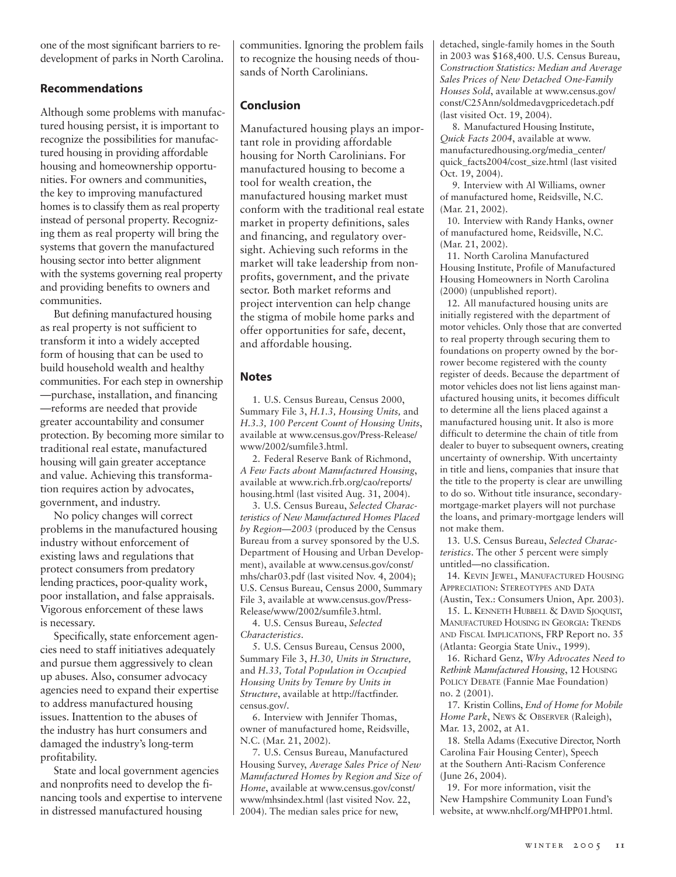one of the most significant barriers to redevelopment of parks in North Carolina.

## Recommendations

Although some problems with manufactured housing persist, it is important to recognize the possibilities for manufactured housing in providing affordable housing and homeownership opportunities. For owners and communities, the key to improving manufactured homes is to classify them as real property instead of personal property. Recognizing them as real property will bring the systems that govern the manufactured housing sector into better alignment with the systems governing real property and providing benefits to owners and communities.

But defining manufactured housing as real property is not sufficient to transform it into a widely accepted form of housing that can be used to build household wealth and healthy communities. For each step in ownership—purchase, installation, and financing—reforms are needed that provide greater accountability and consumer protection. By becoming more similar to traditional real estate, manufactured housing will gain greater acceptance and value. Achieving this transformation requires action by advocates, government, and industry.

No policy changes will correct problems in the manufactured housing industry without enforcement of existing laws and regulations that protect consumers from predatory lending practices, poor-quality work, poor installation, and false appraisals. Vigorous enforcement of these laws is necessary.

Specifically, state enforcement agencies need to staff initiatives adequately and pursue them aggressively to clean up abuses. Also, consumer advocacy agencies need to expand their expertise to address manufactured housing issues. Inattention to the abuses of the industry has hurt consumers and damaged the industry's long-term profitability.

State and local government agencies and nonprofits need to develop the financing tools and expertise to intervene in distressed manufactured housing communities. Ignoring the problem fails to recognize the housing needs of thousands of North Carolinians.

## Conclusion

Manufactured housing plays an important role in providing affordable housing for North Carolinians. For manufactured housing to become a tool for wealth creation, the manufactured housing market must conform with the traditional real estate market in property definitions, sales and financing, and regulatory oversight. Achieving such reforms in the market will take leadership from nonprofits, government, and the private sector. Both market reforms and project intervention can help change the stigma of mobile home parks and offer opportunities for safe, decent, and affordable housing.

## Notes

1. U.S. Census Bureau, Census 2000, Summary File 3, *H.1.3, Housing Units,* and *H.3.3, 100 Percent Count of Housing Units*, available at www.census.gov/Press-Release/www/2002/sumfile3.html.

2. Federal Reserve Bank of Richmond, *A Few Facts about Manufactured Housing*, available at www.rich.frb.org/cao/reports/housing.html (last visited Aug. 31, 2004).

3. U.S. Census Bureau, *Selected Characteristics of New Manufactured Homes Placed by Region—2003* (produced by the Census Bureau from a survey sponsored by the U.S. Department of Housing and Urban Development), available at www.census.gov/const/mhs/char03.pdf (last visited Nov. 4, 2004); U.S. Census Bureau, Census 2000, Summary File 3, available at www.census.gov/Press-Release/www/2002/sumfile3.html.

4. U.S. Census Bureau, *Selected Characteristics*.

5. U.S. Census Bureau, Census 2000, Summary File 3, *H.30, Units in Structure,* and *H.33, Total Population in Occupied Housing Units by Tenure by Units in Structure*, available at http://factfinder.census.gov/.

6. Interview with Jennifer Thomas, owner of manufactured home, Reidsville, N.C. (Mar. 21, 2002).

7. U.S. Census Bureau, Manufactured Housing Survey, *Average Sales Price of New Manufactured Homes by Region and Size of Home*, available at www.census.gov/const/www/mhsindex.html (last visited Nov. 22, 2004). The median sales price for new, detached, single-family homes in the South in 2003 was $168,400. U.S. Census Bureau, *Construction Statistics: Median and Average Sales Prices of New Detached One-Family Houses Sold*, available at www.census.gov/const/C25Ann/soldmedavgpricedetach.pdf (last visited Oct. 19, 2004).

8. Manufactured Housing Institute, *Quick Facts 2004*, available at www.manufacturedhousing.org/media_center/quick_facts2004/cost_size.html (last visited Oct. 19, 2004).

9. Interview with Al Williams, owner of manufactured home, Reidsville, N.C. (Mar. 21, 2002).

10. Interview with Randy Hanks, owner of manufactured home, Reidsville, N.C. (Mar. 21, 2002).

11. North Carolina Manufactured Housing Institute, Profile of Manufactured Housing Homeowners in North Carolina (2000) (unpublished report).

12. All manufactured housing units are initially registered with the department of motor vehicles. Only those that are converted to real property through securing them to foundations on property owned by the borrower become registered with the county register of deeds. Because the department of motor vehicles does not list liens against manufactured housing units, it becomes difficult to determine all the liens placed against a manufactured housing unit. It also is more difficult to determine the chain of title from dealer to buyer to subsequent owners, creating uncertainty of ownership. With uncertainty in title and liens, companies that insure that the title to the property is clear are unwilling to do so. Without title insurance, secondary-mortgage-market players will not purchase the loans, and primary-mortgage lenders will not make them.

13. U.S. Census Bureau, *Selected Characteristics*. The other 5 percent were simply untitled—no classification.

14. Kevin Jewel, Manufactured Housing Appreciation: Stereotypes and Data (Austin, Tex.: Consumers Union, Apr. 2003).

15. L. Kenneth Hubbell & David Sjoquist, Manufactured Housing in Georgia: Trends and Fiscal Implications, FRP Report no. 35 (Atlanta: Georgia State Univ., 1999).

16. Richard Genz, *Why Advocates Need to Rethink Manufactured Housing*, 12 Housing Policy Debate (Fannie Mae Foundation) no. 2 (2001).

17. Kristin Collins, *End of Home for Mobile Home Park*, News & Observer (Raleigh), Mar. 13, 2002, at A1.

18. Stella Adams (Executive Director, North Carolina Fair Housing Center), Speech at the Southern Anti-Racism Conference (June 26, 2004).

19. For more information, visit the New Hampshire Community Loan Fund's website, at www.nhclf.org/MHPP01.html.